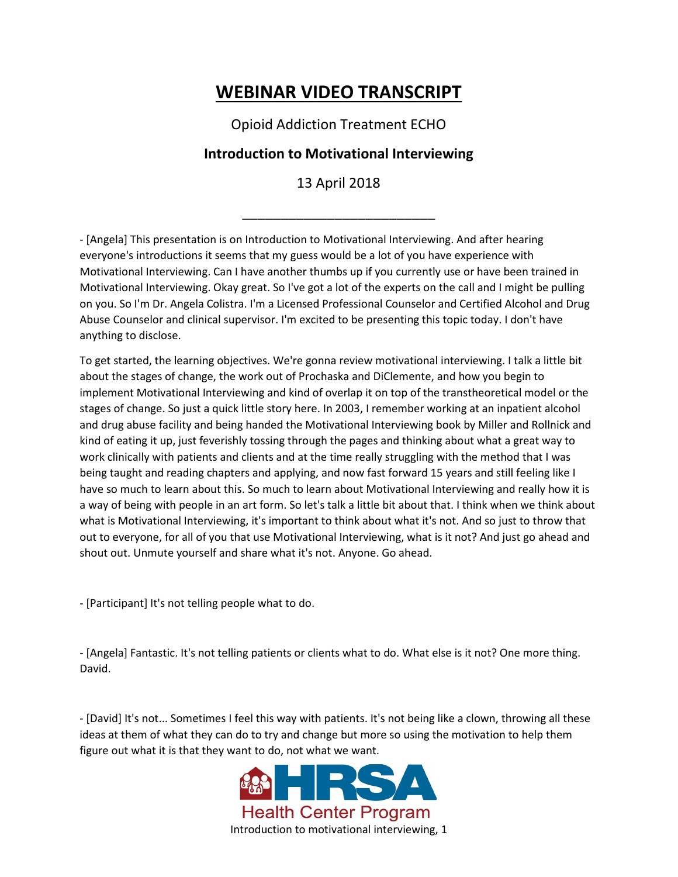# WEBINAR VIDEO TRANSCRIPT

Opioid Addiction Treatment ECHO

**Introduction to Motivational Interviewing**

13 April 2018

---

- [Angela] This presentation is on Introduction to Motivational Interviewing. And after hearing everyone's introductions it seems that my guess would be a lot of you have experience with Motivational Interviewing. Can I have another thumbs up if you currently use or have been trained in Motivational Interviewing. Okay great. So I've got a lot of the experts on the call and I might be pulling on you. So I'm Dr. Angela Colistra. I'm a Licensed Professional Counselor and Certified Alcohol and Drug Abuse Counselor and clinical supervisor. I'm excited to be presenting this topic today. I don't have anything to disclose.

To get started, the learning objectives. We're gonna review motivational interviewing. I talk a little bit about the stages of change, the work out of Prochaska and DiClemente, and how you begin to implement Motivational Interviewing and kind of overlap it on top of the transtheoretical model or the stages of change. So just a quick little story here. In 2003, I remember working at an inpatient alcohol and drug abuse facility and being handed the Motivational Interviewing book by Miller and Rollnick and kind of eating it up, just feverishly tossing through the pages and thinking about what a great way to work clinically with patients and clients and at the time really struggling with the method that I was being taught and reading chapters and applying, and now fast forward 15 years and still feeling like I have so much to learn about this. So much to learn about Motivational Interviewing and really how it is a way of being with people in an art form. So let's talk a little bit about that. I think when we think about what is Motivational Interviewing, it's important to think about what it's not. And so just to throw that out to everyone, for all of you that use Motivational Interviewing, what is it not? And just go ahead and shout out. Unmute yourself and share what it's not. Anyone. Go ahead.

- [Participant] It's not telling people what to do.

- [Angela] Fantastic. It's not telling patients or clients what to do. What else is it not? One more thing. David.

- [David] It's not... Sometimes I feel this way with patients. It's not being like a clown, throwing all these ideas at them of what they can do to try and change but more so using the motivation to help them figure out what it is that they want to do, not what we want.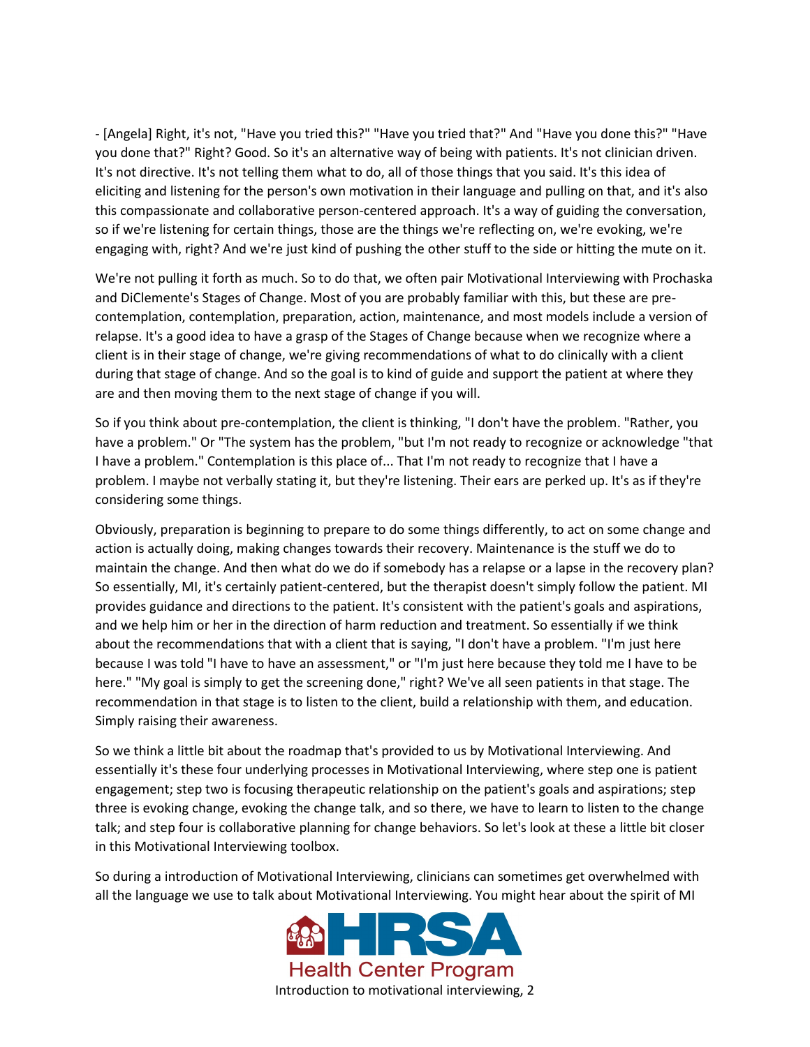- [Angela] Right, it's not, "Have you tried this?" "Have you tried that?" And "Have you done this?" "Have you done that?" Right? Good. So it's an alternative way of being with patients. It's not clinician driven. It's not directive. It's not telling them what to do, all of those things that you said. It's this idea of eliciting and listening for the person's own motivation in their language and pulling on that, and it's also this compassionate and collaborative person-centered approach. It's a way of guiding the conversation, so if we're listening for certain things, those are the things we're reflecting on, we're evoking, we're engaging with, right? And we're just kind of pushing the other stuff to the side or hitting the mute on it.

We're not pulling it forth as much. So to do that, we often pair Motivational Interviewing with Prochaska and DiClemente's Stages of Change. Most of you are probably familiar with this, but these are pre-contemplation, contemplation, preparation, action, maintenance, and most models include a version of relapse. It's a good idea to have a grasp of the Stages of Change because when we recognize where a client is in their stage of change, we're giving recommendations of what to do clinically with a client during that stage of change. And so the goal is to kind of guide and support the patient at where they are and then moving them to the next stage of change if you will.

So if you think about pre-contemplation, the client is thinking, "I don't have the problem. "Rather, you have a problem." Or "The system has the problem, "but I'm not ready to recognize or acknowledge "that I have a problem." Contemplation is this place of... That I'm not ready to recognize that I have a problem. I maybe not verbally stating it, but they're listening. Their ears are perked up. It's as if they're considering some things.

Obviously, preparation is beginning to prepare to do some things differently, to act on some change and action is actually doing, making changes towards their recovery. Maintenance is the stuff we do to maintain the change. And then what do we do if somebody has a relapse or a lapse in the recovery plan? So essentially, MI, it's certainly patient-centered, but the therapist doesn't simply follow the patient. MI provides guidance and directions to the patient. It's consistent with the patient's goals and aspirations, and we help him or her in the direction of harm reduction and treatment. So essentially if we think about the recommendations that with a client that is saying, "I don't have a problem. "I'm just here because I was told "I have to have an assessment," or "I'm just here because they told me I have to be here." "My goal is simply to get the screening done," right? We've all seen patients in that stage. The recommendation in that stage is to listen to the client, build a relationship with them, and education. Simply raising their awareness.

So we think a little bit about the roadmap that's provided to us by Motivational Interviewing. And essentially it's these four underlying processes in Motivational Interviewing, where step one is patient engagement; step two is focusing therapeutic relationship on the patient's goals and aspirations; step three is evoking change, evoking the change talk, and so there, we have to learn to listen to the change talk; and step four is collaborative planning for change behaviors. So let's look at these a little bit closer in this Motivational Interviewing toolbox.

So during a introduction of Motivational Interviewing, clinicians can sometimes get overwhelmed with all the language we use to talk about Motivational Interviewing. You might hear about the spirit of MI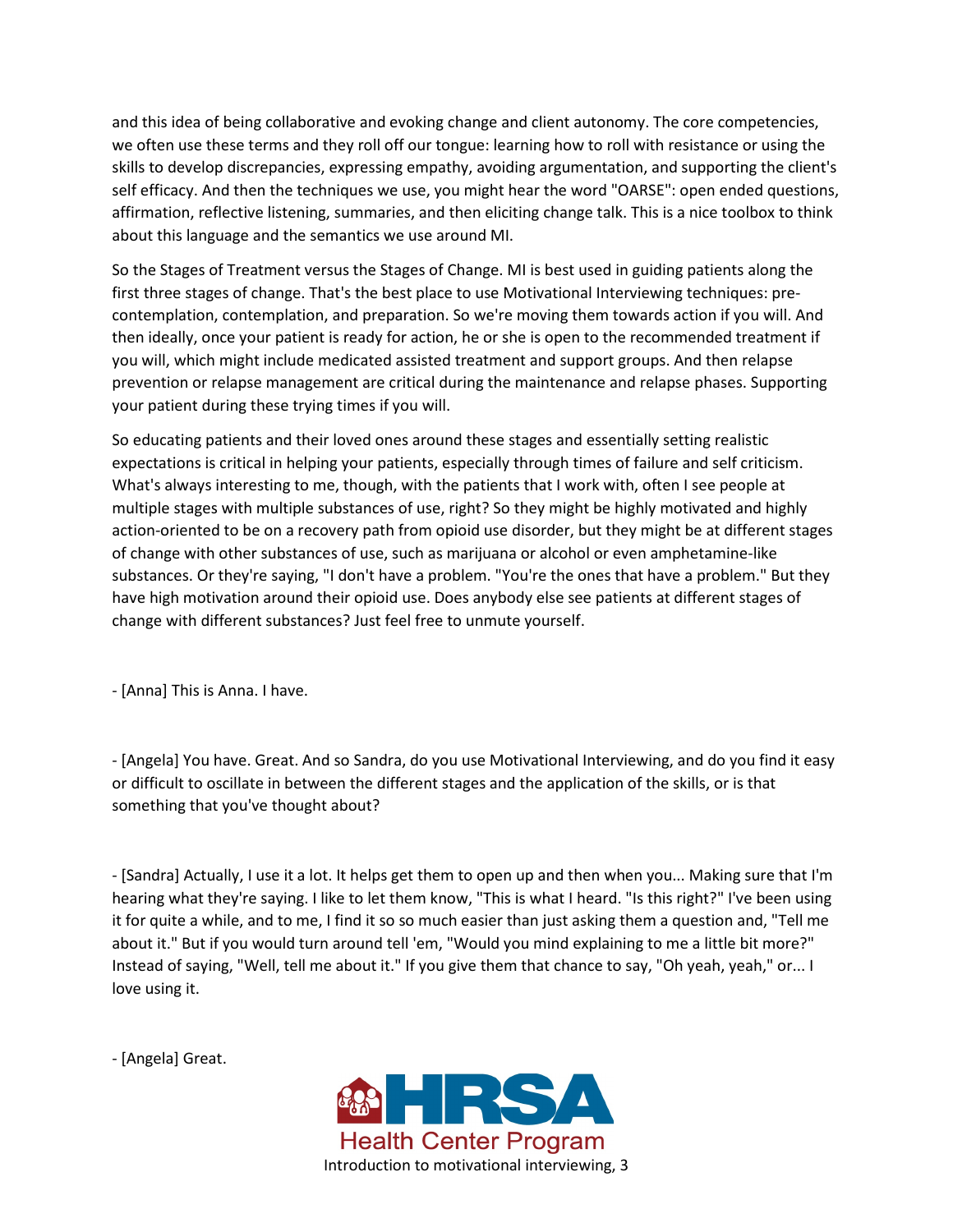and this idea of being collaborative and evoking change and client autonomy. The core competencies, we often use these terms and they roll off our tongue: learning how to roll with resistance or using the skills to develop discrepancies, expressing empathy, avoiding argumentation, and supporting the client's self efficacy. And then the techniques we use, you might hear the word "OARSE": open ended questions, affirmation, reflective listening, summaries, and then eliciting change talk. This is a nice toolbox to think about this language and the semantics we use around MI.

So the Stages of Treatment versus the Stages of Change. MI is best used in guiding patients along the first three stages of change. That's the best place to use Motivational Interviewing techniques: pre-contemplation, contemplation, and preparation. So we're moving them towards action if you will. And then ideally, once your patient is ready for action, he or she is open to the recommended treatment if you will, which might include medicated assisted treatment and support groups. And then relapse prevention or relapse management are critical during the maintenance and relapse phases. Supporting your patient during these trying times if you will.

So educating patients and their loved ones around these stages and essentially setting realistic expectations is critical in helping your patients, especially through times of failure and self criticism. What's always interesting to me, though, with the patients that I work with, often I see people at multiple stages with multiple substances of use, right? So they might be highly motivated and highly action-oriented to be on a recovery path from opioid use disorder, but they might be at different stages of change with other substances of use, such as marijuana or alcohol or even amphetamine-like substances. Or they're saying, "I don't have a problem. "You're the ones that have a problem." But they have high motivation around their opioid use. Does anybody else see patients at different stages of change with different substances? Just feel free to unmute yourself.

- [Anna] This is Anna. I have.

- [Angela] You have. Great. And so Sandra, do you use Motivational Interviewing, and do you find it easy or difficult to oscillate in between the different stages and the application of the skills, or is that something that you've thought about?

- [Sandra] Actually, I use it a lot. It helps get them to open up and then when you... Making sure that I'm hearing what they're saying. I like to let them know, "This is what I heard. "Is this right?" I've been using it for quite a while, and to me, I find it so so much easier than just asking them a question and, "Tell me about it." But if you would turn around tell 'em, "Would you mind explaining to me a little bit more?" Instead of saying, "Well, tell me about it." If you give them that chance to say, "Oh yeah, yeah," or... I love using it.

- [Angela] Great.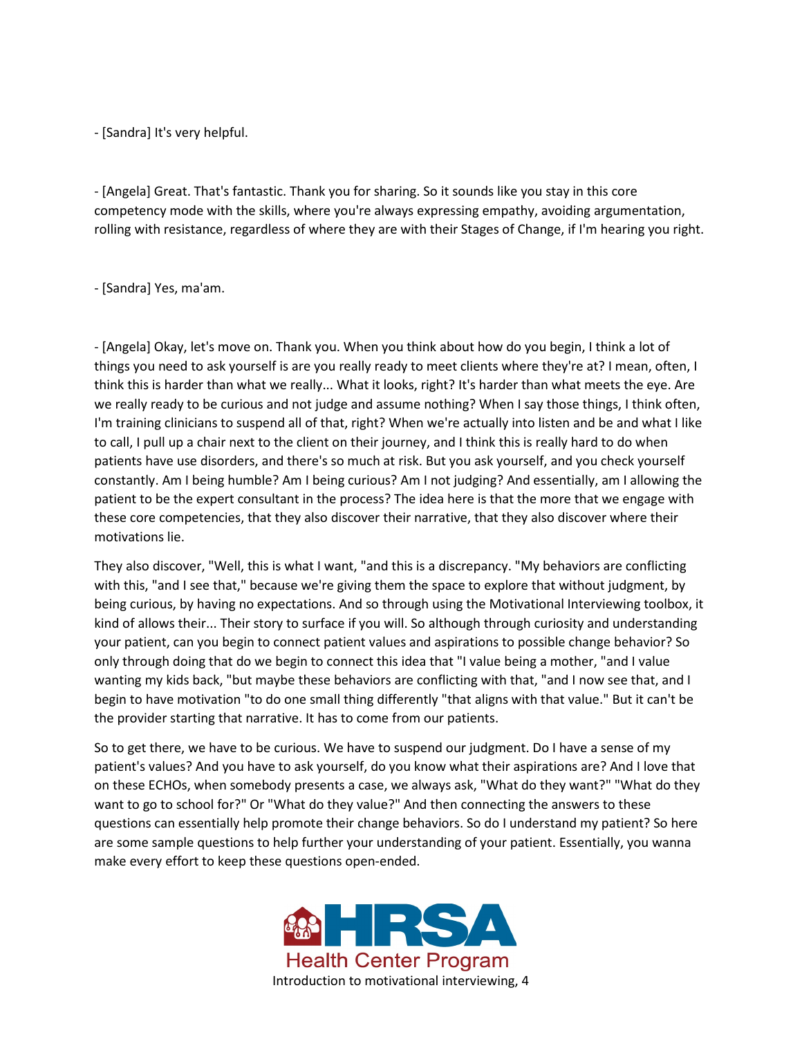- [Sandra] It's very helpful.

- [Angela] Great. That's fantastic. Thank you for sharing. So it sounds like you stay in this core competency mode with the skills, where you're always expressing empathy, avoiding argumentation, rolling with resistance, regardless of where they are with their Stages of Change, if I'm hearing you right.

- [Sandra] Yes, ma'am.

- [Angela] Okay, let's move on. Thank you. When you think about how do you begin, I think a lot of things you need to ask yourself is are you really ready to meet clients where they're at? I mean, often, I think this is harder than what we really... What it looks, right? It's harder than what meets the eye. Are we really ready to be curious and not judge and assume nothing? When I say those things, I think often, I'm training clinicians to suspend all of that, right? When we're actually into listen and be and what I like to call, I pull up a chair next to the client on their journey, and I think this is really hard to do when patients have use disorders, and there's so much at risk. But you ask yourself, and you check yourself constantly. Am I being humble? Am I being curious? Am I not judging? And essentially, am I allowing the patient to be the expert consultant in the process? The idea here is that the more that we engage with these core competencies, that they also discover their narrative, that they also discover where their motivations lie.

They also discover, "Well, this is what I want, "and this is a discrepancy. "My behaviors are conflicting with this, "and I see that," because we're giving them the space to explore that without judgment, by being curious, by having no expectations. And so through using the Motivational Interviewing toolbox, it kind of allows their... Their story to surface if you will. So although through curiosity and understanding your patient, can you begin to connect patient values and aspirations to possible change behavior? So only through doing that do we begin to connect this idea that "I value being a mother, "and I value wanting my kids back, "but maybe these behaviors are conflicting with that, "and I now see that, and I begin to have motivation "to do one small thing differently "that aligns with that value." But it can't be the provider starting that narrative. It has to come from our patients.

So to get there, we have to be curious. We have to suspend our judgment. Do I have a sense of my patient's values? And you have to ask yourself, do you know what their aspirations are? And I love that on these ECHOs, when somebody presents a case, we always ask, "What do they want?" "What do they want to go to school for?" Or "What do they value?" And then connecting the answers to these questions can essentially help promote their change behaviors. So do I understand my patient? So here are some sample questions to help further your understanding of your patient. Essentially, you wanna make every effort to keep these questions open-ended.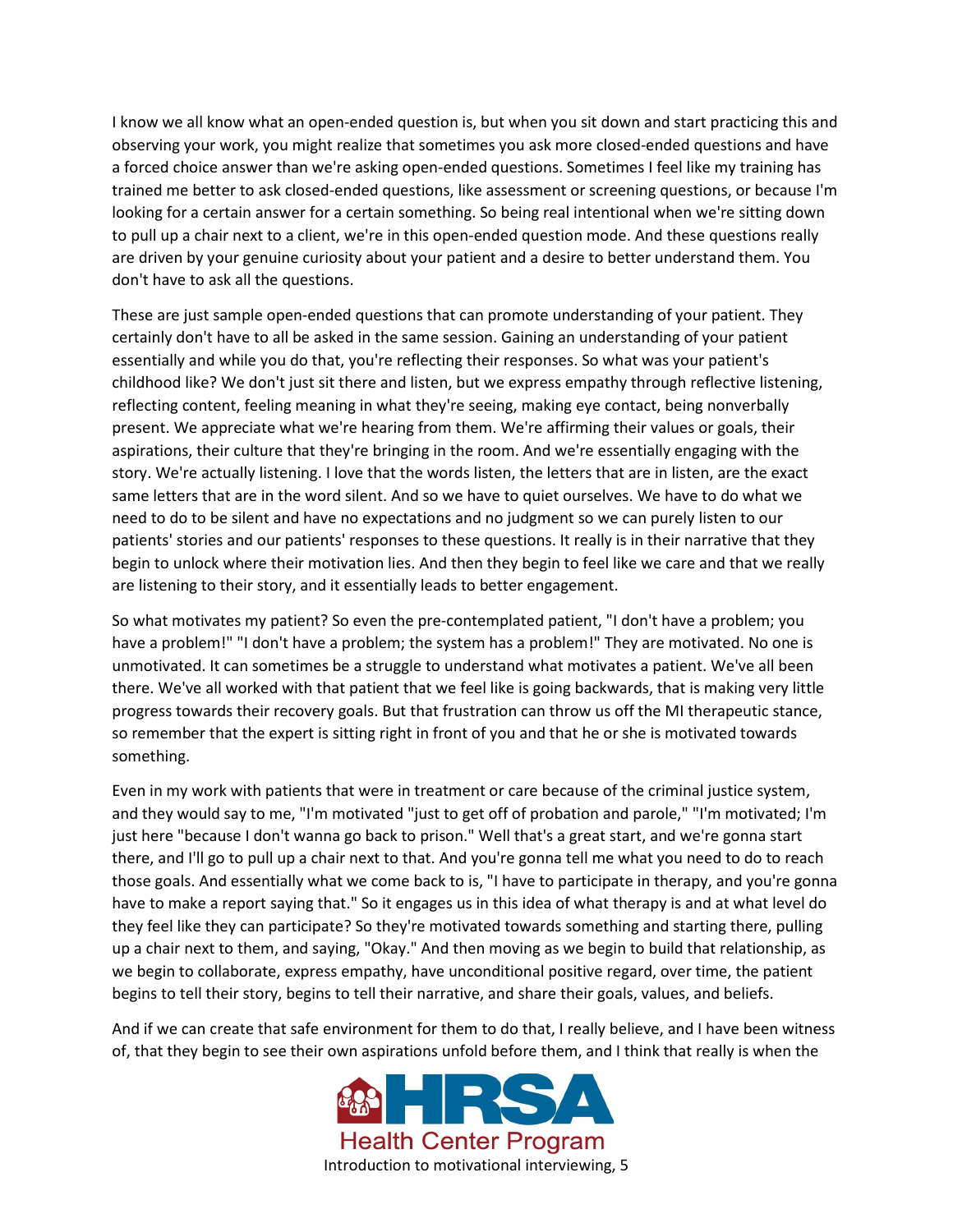I know we all know what an open-ended question is, but when you sit down and start practicing this and observing your work, you might realize that sometimes you ask more closed-ended questions and have a forced choice answer than we're asking open-ended questions. Sometimes I feel like my training has trained me better to ask closed-ended questions, like assessment or screening questions, or because I'm looking for a certain answer for a certain something. So being real intentional when we're sitting down to pull up a chair next to a client, we're in this open-ended question mode. And these questions really are driven by your genuine curiosity about your patient and a desire to better understand them. You don't have to ask all the questions.

These are just sample open-ended questions that can promote understanding of your patient. They certainly don't have to all be asked in the same session. Gaining an understanding of your patient essentially and while you do that, you're reflecting their responses. So what was your patient's childhood like? We don't just sit there and listen, but we express empathy through reflective listening, reflecting content, feeling meaning in what they're seeing, making eye contact, being nonverbally present. We appreciate what we're hearing from them. We're affirming their values or goals, their aspirations, their culture that they're bringing in the room. And we're essentially engaging with the story. We're actually listening. I love that the words listen, the letters that are in listen, are the exact same letters that are in the word silent. And so we have to quiet ourselves. We have to do what we need to do to be silent and have no expectations and no judgment so we can purely listen to our patients' stories and our patients' responses to these questions. It really is in their narrative that they begin to unlock where their motivation lies. And then they begin to feel like we care and that we really are listening to their story, and it essentially leads to better engagement.

So what motivates my patient? So even the pre-contemplated patient, "I don't have a problem; you have a problem!" "I don't have a problem; the system has a problem!" They are motivated. No one is unmotivated. It can sometimes be a struggle to understand what motivates a patient. We've all been there. We've all worked with that patient that we feel like is going backwards, that is making very little progress towards their recovery goals. But that frustration can throw us off the MI therapeutic stance, so remember that the expert is sitting right in front of you and that he or she is motivated towards something.

Even in my work with patients that were in treatment or care because of the criminal justice system, and they would say to me, "I'm motivated "just to get off of probation and parole," "I'm motivated; I'm just here "because I don't wanna go back to prison." Well that's a great start, and we're gonna start there, and I'll go to pull up a chair next to that. And you're gonna tell me what you need to do to reach those goals. And essentially what we come back to is, "I have to participate in therapy, and you're gonna have to make a report saying that." So it engages us in this idea of what therapy is and at what level do they feel like they can participate? So they're motivated towards something and starting there, pulling up a chair next to them, and saying, "Okay." And then moving as we begin to build that relationship, as we begin to collaborate, express empathy, have unconditional positive regard, over time, the patient begins to tell their story, begins to tell their narrative, and share their goals, values, and beliefs.

And if we can create that safe environment for them to do that, I really believe, and I have been witness of, that they begin to see their own aspirations unfold before them, and I think that really is when the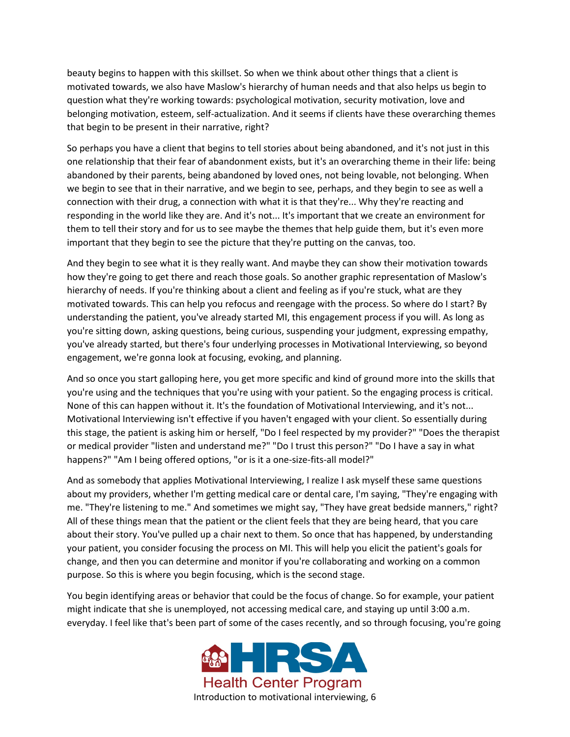beauty begins to happen with this skillset. So when we think about other things that a client is motivated towards, we also have Maslow's hierarchy of human needs and that also helps us begin to question what they're working towards: psychological motivation, security motivation, love and belonging motivation, esteem, self-actualization. And it seems if clients have these overarching themes that begin to be present in their narrative, right?

So perhaps you have a client that begins to tell stories about being abandoned, and it's not just in this one relationship that their fear of abandonment exists, but it's an overarching theme in their life: being abandoned by their parents, being abandoned by loved ones, not being lovable, not belonging. When we begin to see that in their narrative, and we begin to see, perhaps, and they begin to see as well a connection with their drug, a connection with what it is that they're... Why they're reacting and responding in the world like they are. And it's not... It's important that we create an environment for them to tell their story and for us to see maybe the themes that help guide them, but it's even more important that they begin to see the picture that they're putting on the canvas, too.

And they begin to see what it is they really want. And maybe they can show their motivation towards how they're going to get there and reach those goals. So another graphic representation of Maslow's hierarchy of needs. If you're thinking about a client and feeling as if you're stuck, what are they motivated towards. This can help you refocus and reengage with the process. So where do I start? By understanding the patient, you've already started MI, this engagement process if you will. As long as you're sitting down, asking questions, being curious, suspending your judgment, expressing empathy, you've already started, but there's four underlying processes in Motivational Interviewing, so beyond engagement, we're gonna look at focusing, evoking, and planning.

And so once you start galloping here, you get more specific and kind of ground more into the skills that you're using and the techniques that you're using with your patient. So the engaging process is critical. None of this can happen without it. It's the foundation of Motivational Interviewing, and it's not... Motivational Interviewing isn't effective if you haven't engaged with your client. So essentially during this stage, the patient is asking him or herself, "Do I feel respected by my provider?" "Does the therapist or medical provider "listen and understand me?" "Do I trust this person?" "Do I have a say in what happens?" "Am I being offered options, "or is it a one-size-fits-all model?"

And as somebody that applies Motivational Interviewing, I realize I ask myself these same questions about my providers, whether I'm getting medical care or dental care, I'm saying, "They're engaging with me. "They're listening to me." And sometimes we might say, "They have great bedside manners," right? All of these things mean that the patient or the client feels that they are being heard, that you care about their story. You've pulled up a chair next to them. So once that has happened, by understanding your patient, you consider focusing the process on MI. This will help you elicit the patient's goals for change, and then you can determine and monitor if you're collaborating and working on a common purpose. So this is where you begin focusing, which is the second stage.

You begin identifying areas or behavior that could be the focus of change. So for example, your patient might indicate that she is unemployed, not accessing medical care, and staying up until 3:00 a.m. everyday. I feel like that's been part of some of the cases recently, and so through focusing, you're going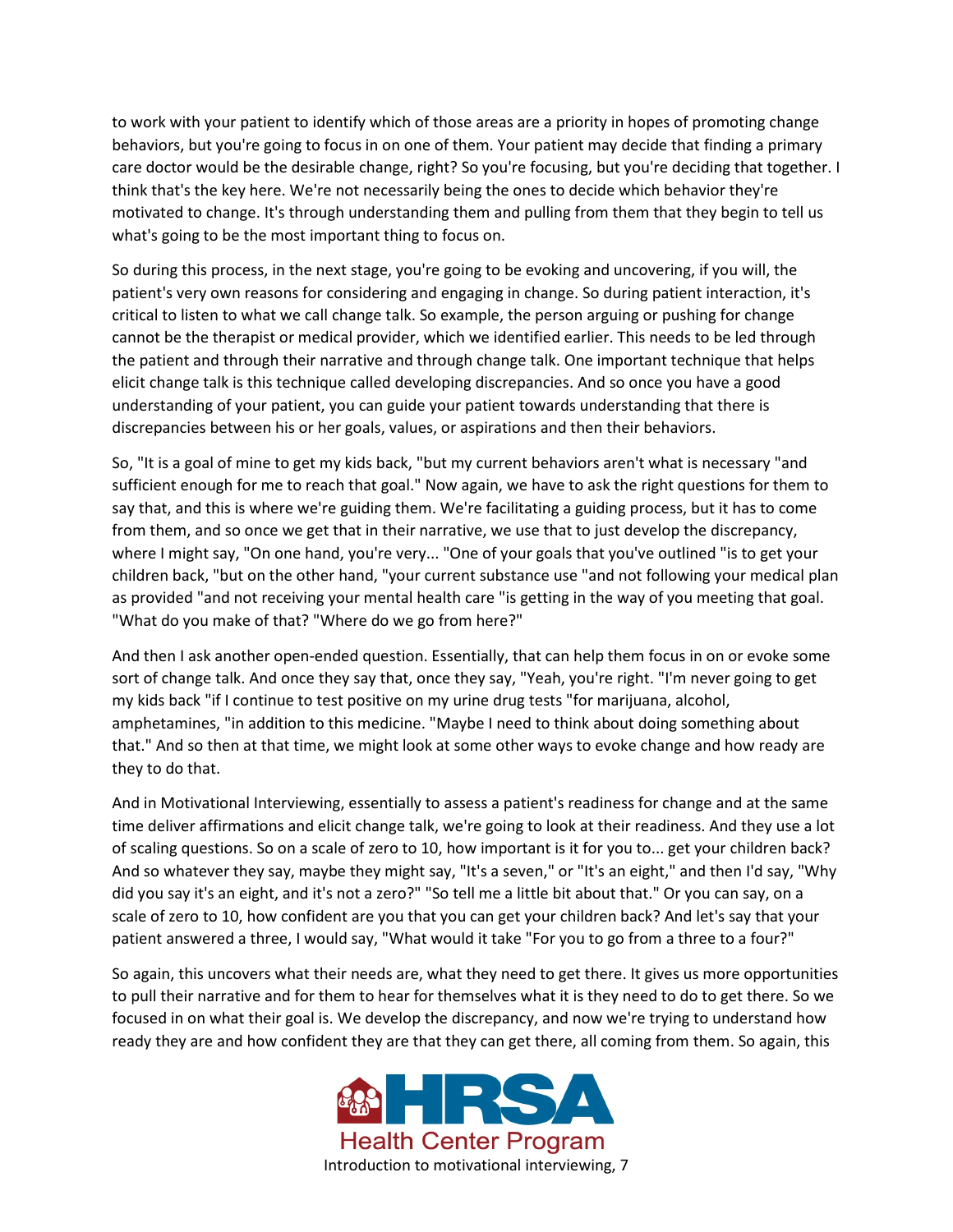to work with your patient to identify which of those areas are a priority in hopes of promoting change behaviors, but you're going to focus in on one of them. Your patient may decide that finding a primary care doctor would be the desirable change, right? So you're focusing, but you're deciding that together. I think that's the key here. We're not necessarily being the ones to decide which behavior they're motivated to change. It's through understanding them and pulling from them that they begin to tell us what's going to be the most important thing to focus on.

So during this process, in the next stage, you're going to be evoking and uncovering, if you will, the patient's very own reasons for considering and engaging in change. So during patient interaction, it's critical to listen to what we call change talk. So example, the person arguing or pushing for change cannot be the therapist or medical provider, which we identified earlier. This needs to be led through the patient and through their narrative and through change talk. One important technique that helps elicit change talk is this technique called developing discrepancies. And so once you have a good understanding of your patient, you can guide your patient towards understanding that there is discrepancies between his or her goals, values, or aspirations and then their behaviors.

So, "It is a goal of mine to get my kids back, "but my current behaviors aren't what is necessary "and sufficient enough for me to reach that goal." Now again, we have to ask the right questions for them to say that, and this is where we're guiding them. We're facilitating a guiding process, but it has to come from them, and so once we get that in their narrative, we use that to just develop the discrepancy, where I might say, "On one hand, you're very... "One of your goals that you've outlined "is to get your children back, "but on the other hand, "your current substance use "and not following your medical plan as provided "and not receiving your mental health care "is getting in the way of you meeting that goal. "What do you make of that? "Where do we go from here?"

And then I ask another open-ended question. Essentially, that can help them focus in on or evoke some sort of change talk. And once they say that, once they say, "Yeah, you're right. "I'm never going to get my kids back "if I continue to test positive on my urine drug tests "for marijuana, alcohol, amphetamines, "in addition to this medicine. "Maybe I need to think about doing something about that." And so then at that time, we might look at some other ways to evoke change and how ready are they to do that.

And in Motivational Interviewing, essentially to assess a patient's readiness for change and at the same time deliver affirmations and elicit change talk, we're going to look at their readiness. And they use a lot of scaling questions. So on a scale of zero to 10, how important is it for you to... get your children back? And so whatever they say, maybe they might say, "It's a seven," or "It's an eight," and then I'd say, "Why did you say it's an eight, and it's not a zero?" "So tell me a little bit about that." Or you can say, on a scale of zero to 10, how confident are you that you can get your children back? And let's say that your patient answered a three, I would say, "What would it take "For you to go from a three to a four?"

So again, this uncovers what their needs are, what they need to get there. It gives us more opportunities to pull their narrative and for them to hear for themselves what it is they need to do to get there. So we focused in on what their goal is. We develop the discrepancy, and now we're trying to understand how ready they are and how confident they are that they can get there, all coming from them. So again, this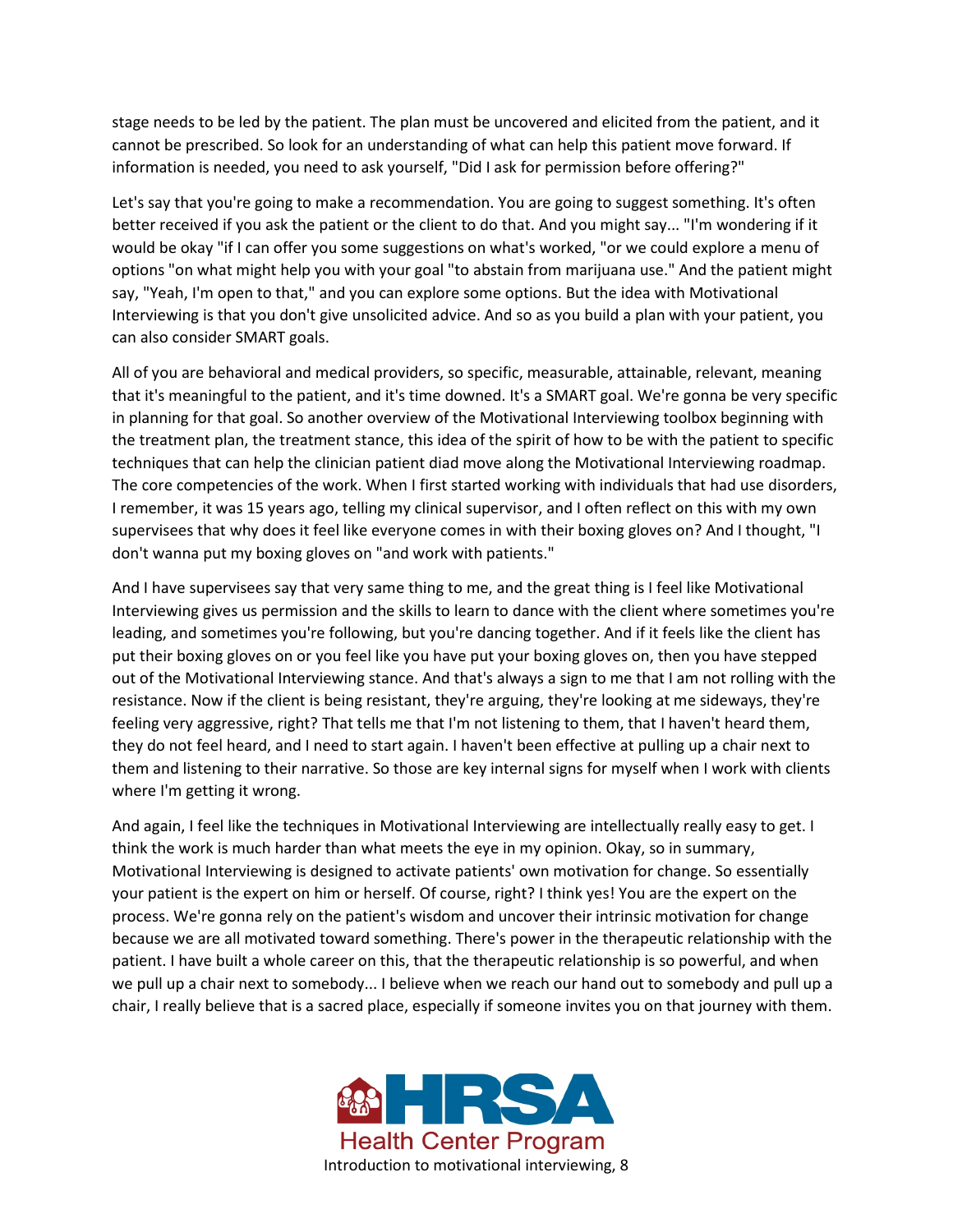stage needs to be led by the patient. The plan must be uncovered and elicited from the patient, and it cannot be prescribed. So look for an understanding of what can help this patient move forward. If information is needed, you need to ask yourself, "Did I ask for permission before offering?"

Let's say that you're going to make a recommendation. You are going to suggest something. It's often better received if you ask the patient or the client to do that. And you might say... "I'm wondering if it would be okay "if I can offer you some suggestions on what's worked, "or we could explore a menu of options "on what might help you with your goal "to abstain from marijuana use." And the patient might say, "Yeah, I'm open to that," and you can explore some options. But the idea with Motivational Interviewing is that you don't give unsolicited advice. And so as you build a plan with your patient, you can also consider SMART goals.

All of you are behavioral and medical providers, so specific, measurable, attainable, relevant, meaning that it's meaningful to the patient, and it's time downed. It's a SMART goal. We're gonna be very specific in planning for that goal. So another overview of the Motivational Interviewing toolbox beginning with the treatment plan, the treatment stance, this idea of the spirit of how to be with the patient to specific techniques that can help the clinician patient diad move along the Motivational Interviewing roadmap. The core competencies of the work. When I first started working with individuals that had use disorders, I remember, it was 15 years ago, telling my clinical supervisor, and I often reflect on this with my own supervisees that why does it feel like everyone comes in with their boxing gloves on? And I thought, "I don't wanna put my boxing gloves on "and work with patients."

And I have supervisees say that very same thing to me, and the great thing is I feel like Motivational Interviewing gives us permission and the skills to learn to dance with the client where sometimes you're leading, and sometimes you're following, but you're dancing together. And if it feels like the client has put their boxing gloves on or you feel like you have put your boxing gloves on, then you have stepped out of the Motivational Interviewing stance. And that's always a sign to me that I am not rolling with the resistance. Now if the client is being resistant, they're arguing, they're looking at me sideways, they're feeling very aggressive, right? That tells me that I'm not listening to them, that I haven't heard them, they do not feel heard, and I need to start again. I haven't been effective at pulling up a chair next to them and listening to their narrative. So those are key internal signs for myself when I work with clients where I'm getting it wrong.

And again, I feel like the techniques in Motivational Interviewing are intellectually really easy to get. I think the work is much harder than what meets the eye in my opinion. Okay, so in summary, Motivational Interviewing is designed to activate patients' own motivation for change. So essentially your patient is the expert on him or herself. Of course, right? I think yes! You are the expert on the process. We're gonna rely on the patient's wisdom and uncover their intrinsic motivation for change because we are all motivated toward something. There's power in the therapeutic relationship with the patient. I have built a whole career on this, that the therapeutic relationship is so powerful, and when we pull up a chair next to somebody... I believe when we reach our hand out to somebody and pull up a chair, I really believe that is a sacred place, especially if someone invites you on that journey with them.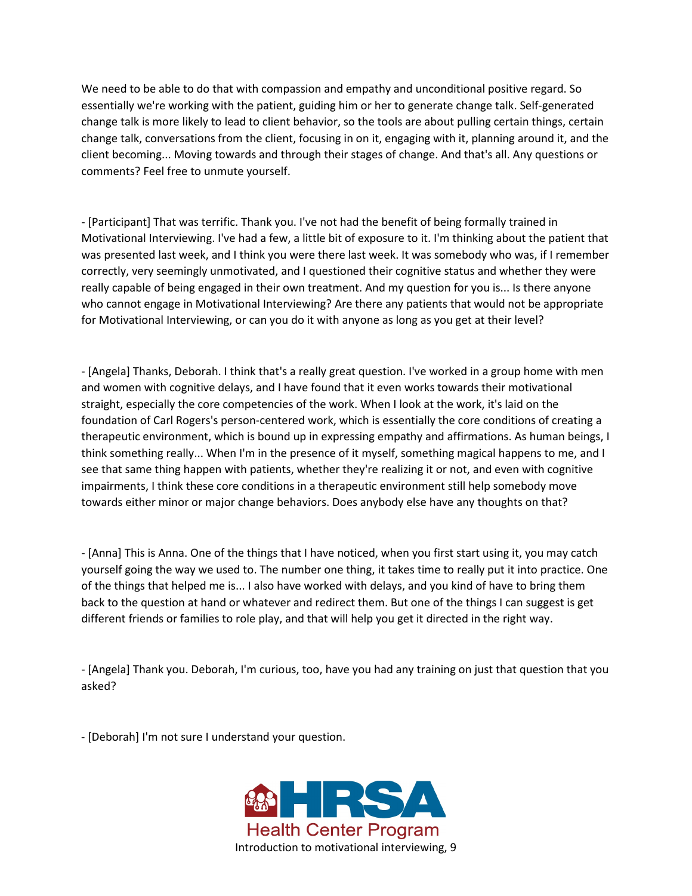We need to be able to do that with compassion and empathy and unconditional positive regard. So essentially we're working with the patient, guiding him or her to generate change talk. Self-generated change talk is more likely to lead to client behavior, so the tools are about pulling certain things, certain change talk, conversations from the client, focusing in on it, engaging with it, planning around it, and the client becoming... Moving towards and through their stages of change. And that's all. Any questions or comments? Feel free to unmute yourself.

- [Participant] That was terrific. Thank you. I've not had the benefit of being formally trained in Motivational Interviewing. I've had a few, a little bit of exposure to it. I'm thinking about the patient that was presented last week, and I think you were there last week. It was somebody who was, if I remember correctly, very seemingly unmotivated, and I questioned their cognitive status and whether they were really capable of being engaged in their own treatment. And my question for you is... Is there anyone who cannot engage in Motivational Interviewing? Are there any patients that would not be appropriate for Motivational Interviewing, or can you do it with anyone as long as you get at their level?

- [Angela] Thanks, Deborah. I think that's a really great question. I've worked in a group home with men and women with cognitive delays, and I have found that it even works towards their motivational straight, especially the core competencies of the work. When I look at the work, it's laid on the foundation of Carl Rogers's person-centered work, which is essentially the core conditions of creating a therapeutic environment, which is bound up in expressing empathy and affirmations. As human beings, I think something really... When I'm in the presence of it myself, something magical happens to me, and I see that same thing happen with patients, whether they're realizing it or not, and even with cognitive impairments, I think these core conditions in a therapeutic environment still help somebody move towards either minor or major change behaviors. Does anybody else have any thoughts on that?

- [Anna] This is Anna. One of the things that I have noticed, when you first start using it, you may catch yourself going the way we used to. The number one thing, it takes time to really put it into practice. One of the things that helped me is... I also have worked with delays, and you kind of have to bring them back to the question at hand or whatever and redirect them. But one of the things I can suggest is get different friends or families to role play, and that will help you get it directed in the right way.

- [Angela] Thank you. Deborah, I'm curious, too, have you had any training on just that question that you asked?

- [Deborah] I'm not sure I understand your question.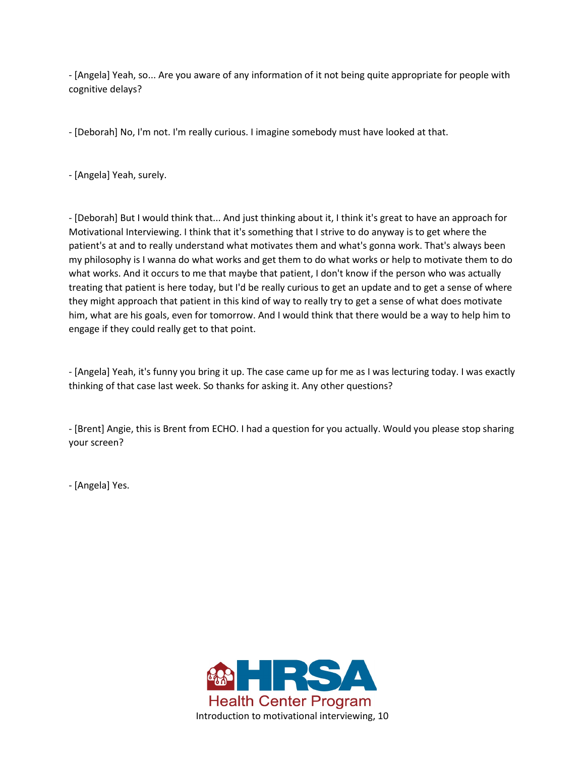- [Angela] Yeah, so... Are you aware of any information of it not being quite appropriate for people with cognitive delays?

- [Deborah] No, I'm not. I'm really curious. I imagine somebody must have looked at that.

- [Angela] Yeah, surely.

- [Deborah] But I would think that... And just thinking about it, I think it's great to have an approach for Motivational Interviewing. I think that it's something that I strive to do anyway is to get where the patient's at and to really understand what motivates them and what's gonna work. That's always been my philosophy is I wanna do what works and get them to do what works or help to motivate them to do what works. And it occurs to me that maybe that patient, I don't know if the person who was actually treating that patient is here today, but I'd be really curious to get an update and to get a sense of where they might approach that patient in this kind of way to really try to get a sense of what does motivate him, what are his goals, even for tomorrow. And I would think that there would be a way to help him to engage if they could really get to that point.

- [Angela] Yeah, it's funny you bring it up. The case came up for me as I was lecturing today. I was exactly thinking of that case last week. So thanks for asking it. Any other questions?

- [Brent] Angie, this is Brent from ECHO. I had a question for you actually. Would you please stop sharing your screen?

- [Angela] Yes.